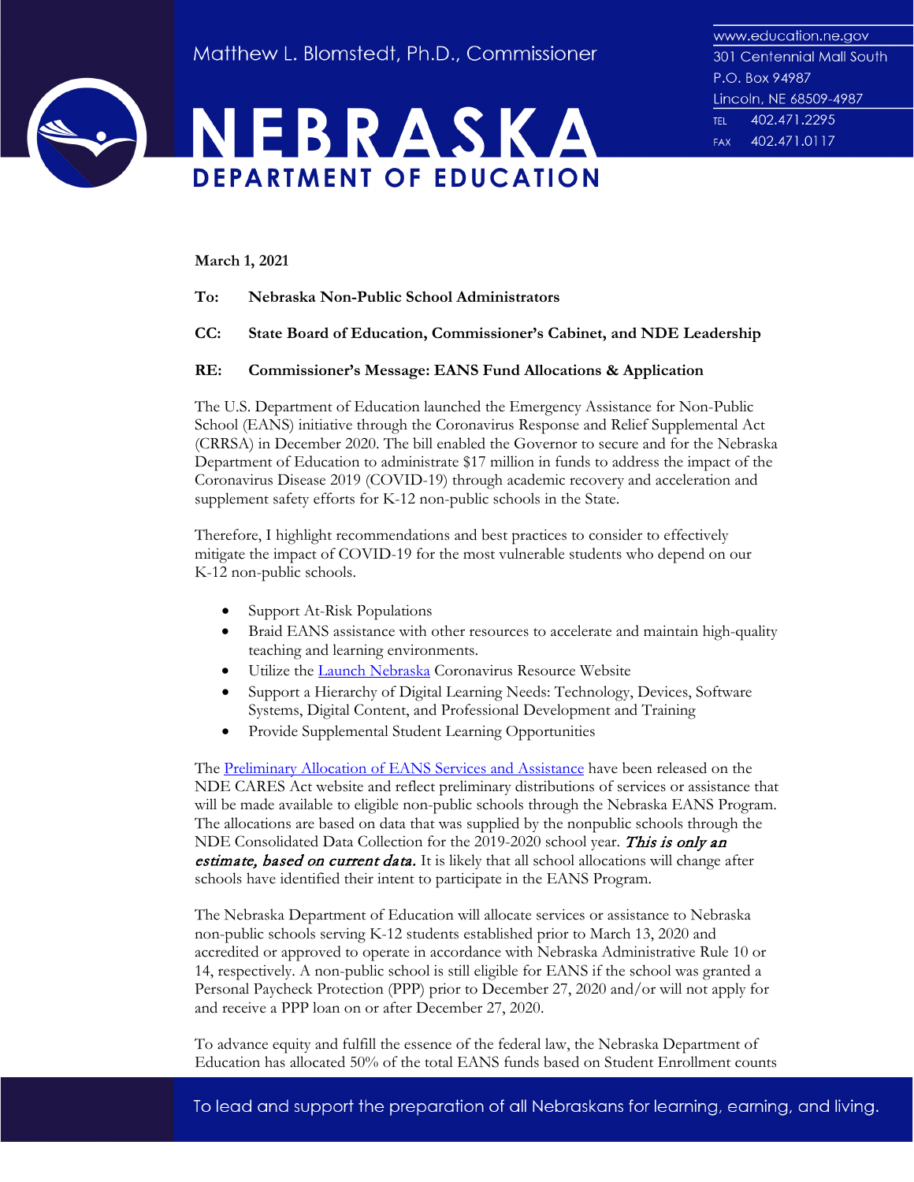Matthew L. Blomstedt, Ph.D., Commissioner

# NEBRASKA DEPARTMENT OF EDUCATION

www.education.ne.gov
301 Centennial Mall South
P.O. Box 94987
Lincoln, NE 68509-4987
TEL 402.471.2295
FAX 402.471.0117

**March 1, 2021**

**To: Nebraska Non-Public School Administrators**

**CC: State Board of Education, Commissioner's Cabinet, and NDE Leadership**

**RE: Commissioner's Message: EANS Fund Allocations & Application**

The U.S. Department of Education launched the Emergency Assistance for Non-Public School (EANS) initiative through the Coronavirus Response and Relief Supplemental Act (CRRSA) in December 2020. The bill enabled the Governor to secure and for the Nebraska Department of Education to administrate $17 million in funds to address the impact of the Coronavirus Disease 2019 (COVID-19) through academic recovery and acceleration and supplement safety efforts for K-12 non-public schools in the State.

Therefore, I highlight recommendations and best practices to consider to effectively mitigate the impact of COVID-19 for the most vulnerable students who depend on our K-12 non-public schools.

- Support At-Risk Populations
- Braid EANS assistance with other resources to accelerate and maintain high-quality teaching and learning environments.
- Utilize the Launch Nebraska Coronavirus Resource Website
- Support a Hierarchy of Digital Learning Needs: Technology, Devices, Software Systems, Digital Content, and Professional Development and Training
- Provide Supplemental Student Learning Opportunities

The Preliminary Allocation of EANS Services and Assistance have been released on the NDE CARES Act website and reflect preliminary distributions of services or assistance that will be made available to eligible non-public schools through the Nebraska EANS Program. The allocations are based on data that was supplied by the nonpublic schools through the NDE Consolidated Data Collection for the 2019-2020 school year. ***This is only an estimate, based on current data.*** It is likely that all school allocations will change after schools have identified their intent to participate in the EANS Program.

The Nebraska Department of Education will allocate services or assistance to Nebraska non-public schools serving K-12 students established prior to March 13, 2020 and accredited or approved to operate in accordance with Nebraska Administrative Rule 10 or 14, respectively. A non-public school is still eligible for EANS if the school was granted a Personal Paycheck Protection (PPP) prior to December 27, 2020 and/or will not apply for and receive a PPP loan on or after December 27, 2020.

To advance equity and fulfill the essence of the federal law, the Nebraska Department of Education has allocated 50% of the total EANS funds based on Student Enrollment counts

To lead and support the preparation of all Nebraskans for learning, earning, and living.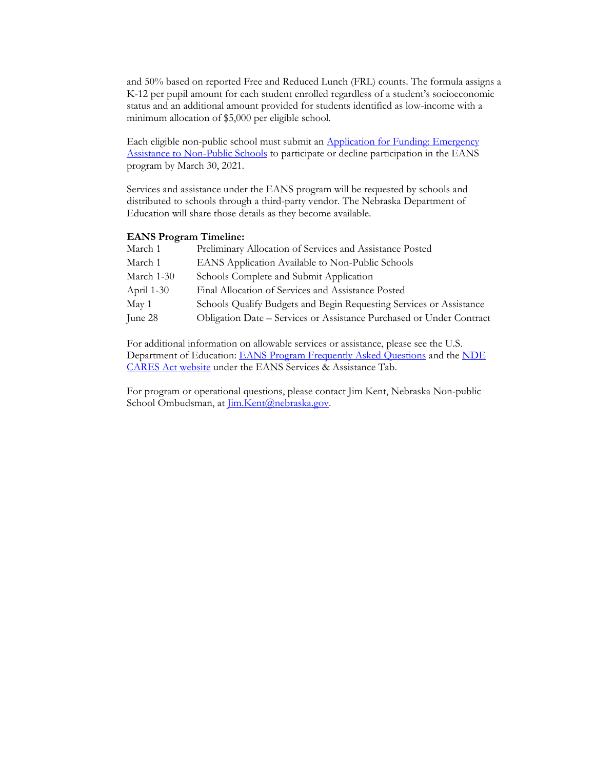and 50% based on reported Free and Reduced Lunch (FRL) counts. The formula assigns a K-12 per pupil amount for each student enrolled regardless of a student's socioeconomic status and an additional amount provided for students identified as low-income with a minimum allocation of $5,000 per eligible school.

Each eligible non-public school must submit an [Application for Funding: Emergency Assistance to Non-Public Schools]() to participate or decline participation in the EANS program by March 30, 2021.

Services and assistance under the EANS program will be requested by schools and distributed to schools through a third-party vendor. The Nebraska Department of Education will share those details as they become available.

**EANS Program Timeline:**

| | |
|---|---|
| March 1 | Preliminary Allocation of Services and Assistance Posted |
| March 1 | EANS Application Available to Non-Public Schools |
| March 1-30 | Schools Complete and Submit Application |
| April 1-30 | Final Allocation of Services and Assistance Posted |
| May 1 | Schools Qualify Budgets and Begin Requesting Services or Assistance |
| June 28 | Obligation Date – Services or Assistance Purchased or Under Contract |

For additional information on allowable services or assistance, please see the U.S. Department of Education: [EANS Program Frequently Asked Questions]() and the [NDE CARES Act website]() under the EANS Services & Assistance Tab.

For program or operational questions, please contact Jim Kent, Nebraska Non-public School Ombudsman, at Jim.Kent@nebraska.gov.